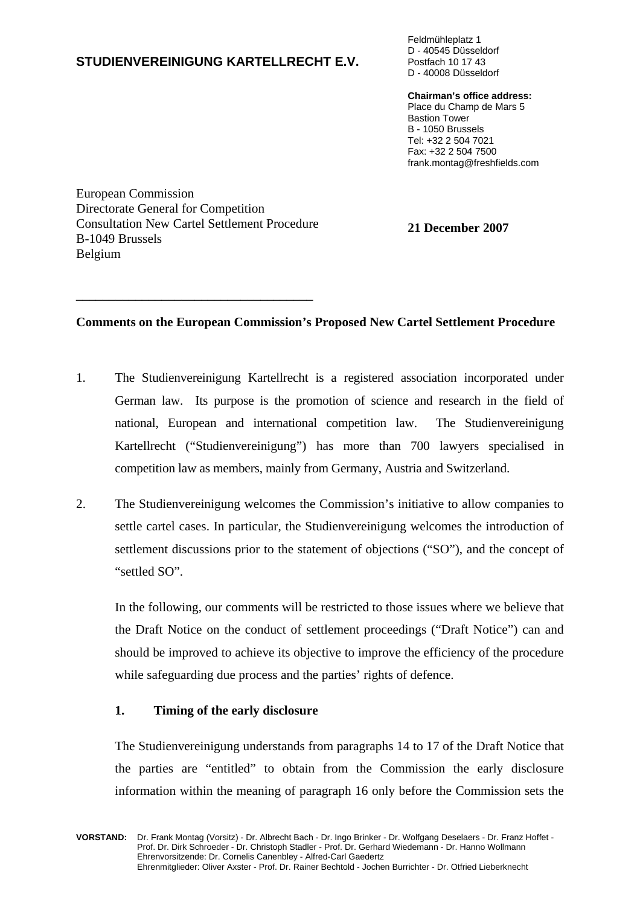**STUDIENVEREINIGUNG KARTELLRECHT E.V.**

Feldmühleplatz 1
D - 40545 Düsseldorf
Postfach 10 17 43
D - 40008 Düsseldorf

**Chairman's office address:**
Place du Champ de Mars 5
Bastion Tower
B - 1050 Brussels
Tel: +32 2 504 7021
Fax: +32 2 504 7500
frank.montag@freshfields.com

European Commission
Directorate General for Competition
Consultation New Cartel Settlement Procedure
B-1049 Brussels
Belgium

**21 December 2007**

---

**Comments on the European Commission's Proposed New Cartel Settlement Procedure**

1. The Studienvereinigung Kartellrecht is a registered association incorporated under German law. Its purpose is the promotion of science and research in the field of national, European and international competition law. The Studienvereinigung Kartellrecht ("Studienvereinigung") has more than 700 lawyers specialised in competition law as members, mainly from Germany, Austria and Switzerland.

2. The Studienvereinigung welcomes the Commission's initiative to allow companies to settle cartel cases. In particular, the Studienvereinigung welcomes the introduction of settlement discussions prior to the statement of objections ("SO"), and the concept of "settled SO".

   In the following, our comments will be restricted to those issues where we believe that the Draft Notice on the conduct of settlement proceedings ("Draft Notice") can and should be improved to achieve its objective to improve the efficiency of the procedure while safeguarding due process and the parties' rights of defence.

   **1. Timing of the early disclosure**

   The Studienvereinigung understands from paragraphs 14 to 17 of the Draft Notice that the parties are "entitled" to obtain from the Commission the early disclosure information within the meaning of paragraph 16 only before the Commission sets the

**VORSTAND:** Dr. Frank Montag (Vorsitz) - Dr. Albrecht Bach - Dr. Ingo Brinker - Dr. Wolfgang Deselaers - Dr. Franz Hoffet - Prof. Dr. Dirk Schroeder - Dr. Christoph Stadler - Prof. Dr. Gerhard Wiedemann - Dr. Hanno Wollmann
Ehrenvorsitzende: Dr. Cornelis Canenbley - Alfred-Carl Gaedertz
Ehrenmitglieder: Oliver Axster - Prof. Dr. Rainer Bechtold - Jochen Burrichter - Dr. Otfried Lieberknecht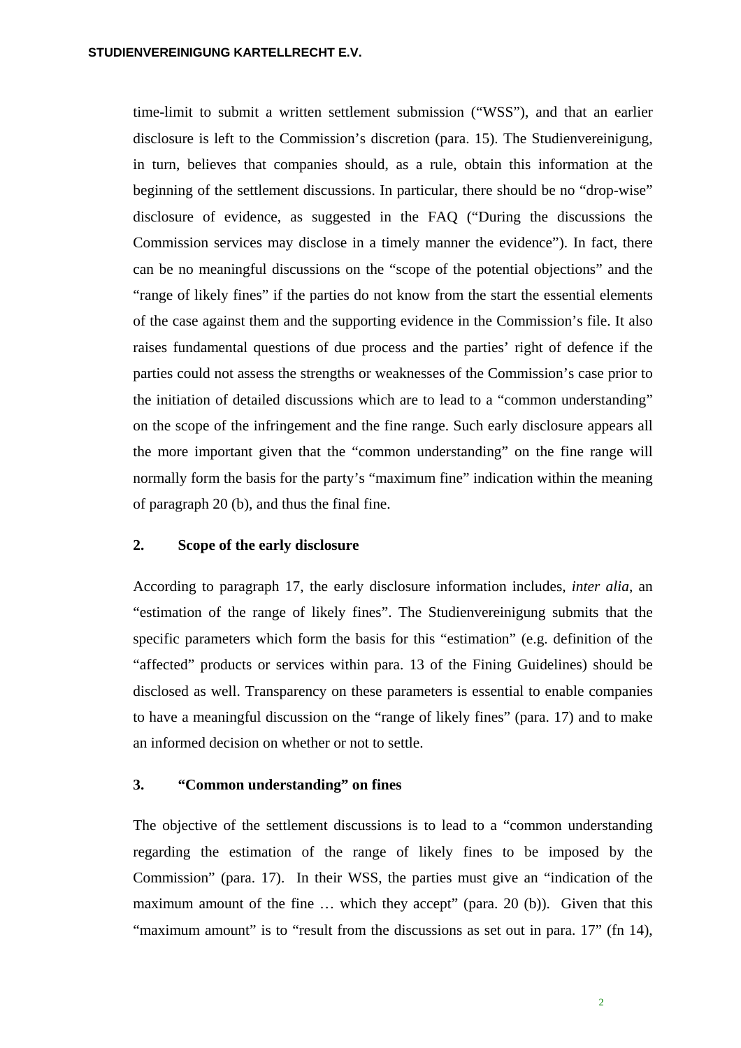time-limit to submit a written settlement submission ("WSS"), and that an earlier disclosure is left to the Commission's discretion (para. 15). The Studienvereinigung, in turn, believes that companies should, as a rule, obtain this information at the beginning of the settlement discussions. In particular, there should be no "drop-wise" disclosure of evidence, as suggested in the FAQ ("During the discussions the Commission services may disclose in a timely manner the evidence"). In fact, there can be no meaningful discussions on the "scope of the potential objections" and the "range of likely fines" if the parties do not know from the start the essential elements of the case against them and the supporting evidence in the Commission's file. It also raises fundamental questions of due process and the parties' right of defence if the parties could not assess the strengths or weaknesses of the Commission's case prior to the initiation of detailed discussions which are to lead to a "common understanding" on the scope of the infringement and the fine range. Such early disclosure appears all the more important given that the "common understanding" on the fine range will normally form the basis for the party's "maximum fine" indication within the meaning of paragraph 20 (b), and thus the final fine.

## 2. Scope of the early disclosure

According to paragraph 17, the early disclosure information includes, *inter alia*, an "estimation of the range of likely fines". The Studienvereinigung submits that the specific parameters which form the basis for this "estimation" (e.g. definition of the "affected" products or services within para. 13 of the Fining Guidelines) should be disclosed as well. Transparency on these parameters is essential to enable companies to have a meaningful discussion on the "range of likely fines" (para. 17) and to make an informed decision on whether or not to settle.

## 3. "Common understanding" on fines

The objective of the settlement discussions is to lead to a "common understanding regarding the estimation of the range of likely fines to be imposed by the Commission" (para. 17). In their WSS, the parties must give an "indication of the maximum amount of the fine … which they accept" (para. 20 (b)). Given that this "maximum amount" is to "result from the discussions as set out in para. 17" (fn 14),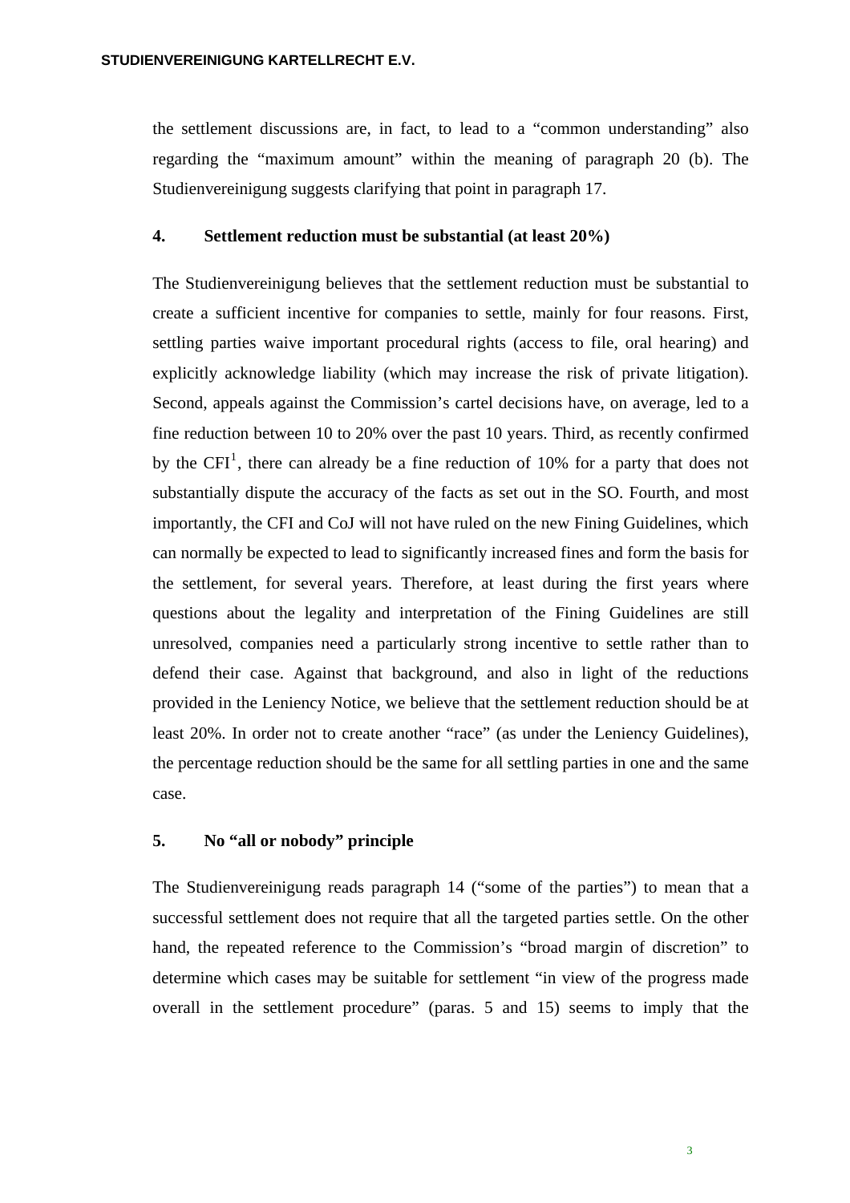the settlement discussions are, in fact, to lead to a "common understanding" also regarding the "maximum amount" within the meaning of paragraph 20 (b). The Studienvereinigung suggests clarifying that point in paragraph 17.

### 4. Settlement reduction must be substantial (at least 20%)

The Studienvereinigung believes that the settlement reduction must be substantial to create a sufficient incentive for companies to settle, mainly for four reasons. First, settling parties waive important procedural rights (access to file, oral hearing) and explicitly acknowledge liability (which may increase the risk of private litigation). Second, appeals against the Commission's cartel decisions have, on average, led to a fine reduction between 10 to 20% over the past 10 years. Third, as recently confirmed by the CFI[1], there can already be a fine reduction of 10% for a party that does not substantially dispute the accuracy of the facts as set out in the SO. Fourth, and most importantly, the CFI and CoJ will not have ruled on the new Fining Guidelines, which can normally be expected to lead to significantly increased fines and form the basis for the settlement, for several years. Therefore, at least during the first years where questions about the legality and interpretation of the Fining Guidelines are still unresolved, companies need a particularly strong incentive to settle rather than to defend their case. Against that background, and also in light of the reductions provided in the Leniency Notice, we believe that the settlement reduction should be at least 20%. In order not to create another "race" (as under the Leniency Guidelines), the percentage reduction should be the same for all settling parties in one and the same case.

### 5. No "all or nobody" principle

The Studienvereinigung reads paragraph 14 ("some of the parties") to mean that a successful settlement does not require that all the targeted parties settle. On the other hand, the repeated reference to the Commission's "broad margin of discretion" to determine which cases may be suitable for settlement "in view of the progress made overall in the settlement procedure" (paras. 5 and 15) seems to imply that the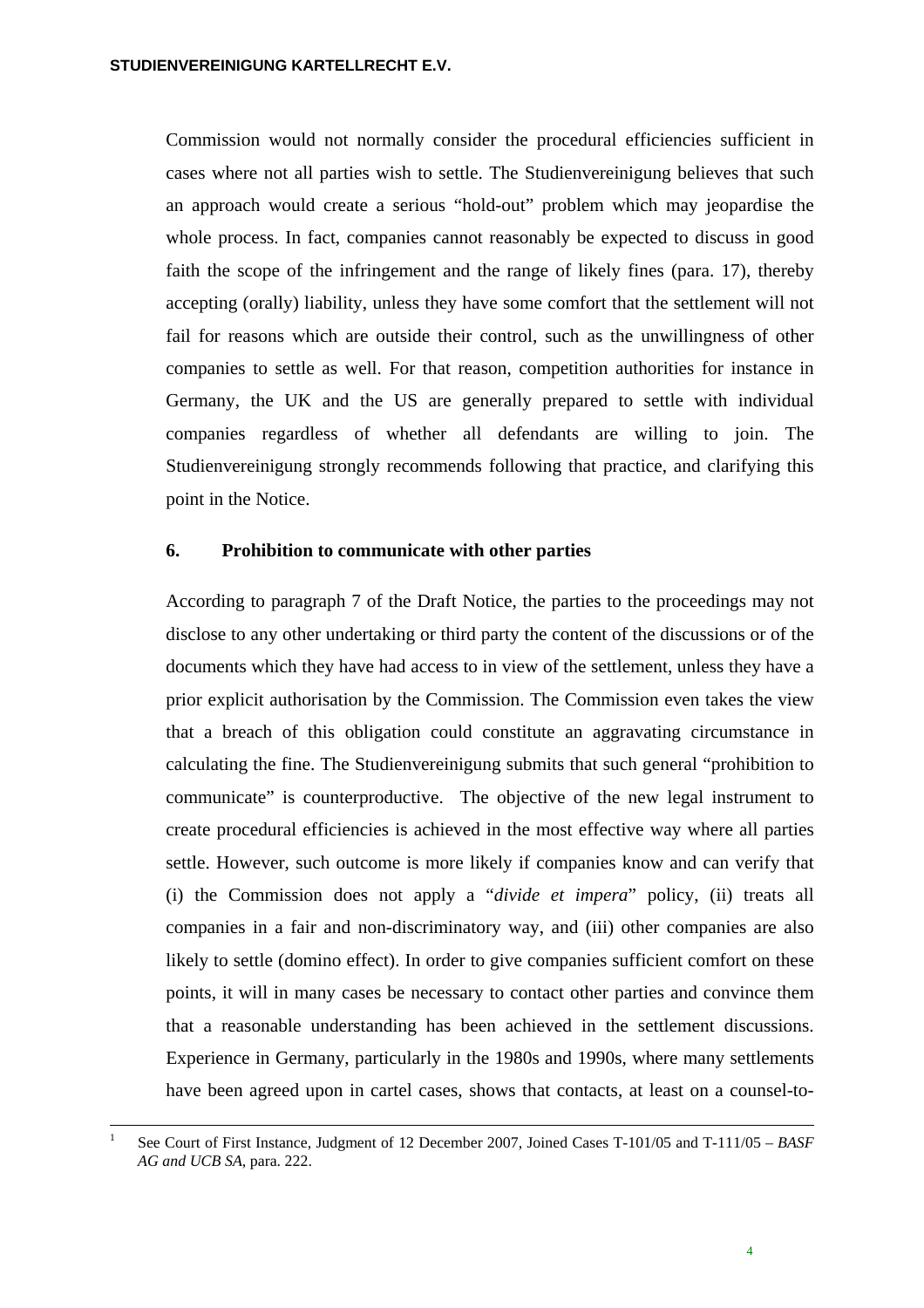Commission would not normally consider the procedural efficiencies sufficient in cases where not all parties wish to settle. The Studienvereinigung believes that such an approach would create a serious "hold-out" problem which may jeopardise the whole process. In fact, companies cannot reasonably be expected to discuss in good faith the scope of the infringement and the range of likely fines (para. 17), thereby accepting (orally) liability, unless they have some comfort that the settlement will not fail for reasons which are outside their control, such as the unwillingness of other companies to settle as well. For that reason, competition authorities for instance in Germany, the UK and the US are generally prepared to settle with individual companies regardless of whether all defendants are willing to join. The Studienvereinigung strongly recommends following that practice, and clarifying this point in the Notice.

### 6. Prohibition to communicate with other parties

According to paragraph 7 of the Draft Notice, the parties to the proceedings may not disclose to any other undertaking or third party the content of the discussions or of the documents which they have had access to in view of the settlement, unless they have a prior explicit authorisation by the Commission. The Commission even takes the view that a breach of this obligation could constitute an aggravating circumstance in calculating the fine. The Studienvereinigung submits that such general "prohibition to communicate" is counterproductive. The objective of the new legal instrument to create procedural efficiencies is achieved in the most effective way where all parties settle. However, such outcome is more likely if companies know and can verify that (i) the Commission does not apply a "*divide et impera*" policy, (ii) treats all companies in a fair and non-discriminatory way, and (iii) other companies are also likely to settle (domino effect). In order to give companies sufficient comfort on these points, it will in many cases be necessary to contact other parties and convince them that a reasonable understanding has been achieved in the settlement discussions. Experience in Germany, particularly in the 1980s and 1990s, where many settlements have been agreed upon in cartel cases, shows that contacts, at least on a counsel-to-

---

[1] See Court of First Instance, Judgment of 12 December 2007, Joined Cases T-101/05 and T-111/05 – *BASF AG and UCB SA*, para. 222.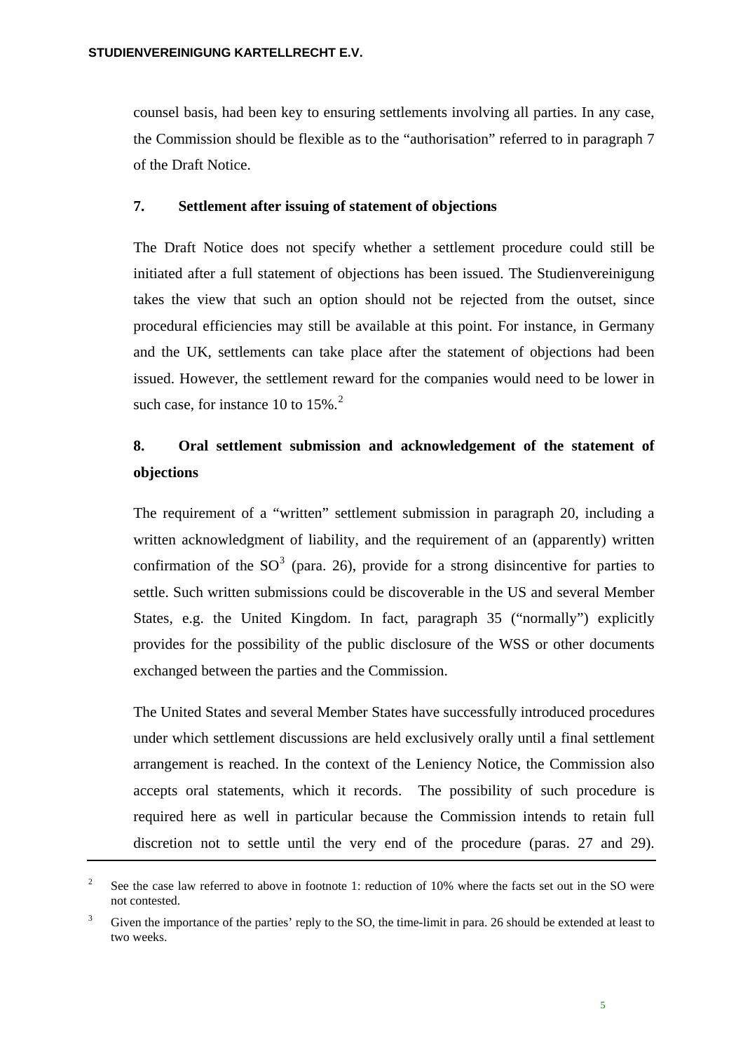counsel basis, had been key to ensuring settlements involving all parties. In any case, the Commission should be flexible as to the "authorisation" referred to in paragraph 7 of the Draft Notice.

### 7. Settlement after issuing of statement of objections

The Draft Notice does not specify whether a settlement procedure could still be initiated after a full statement of objections has been issued. The Studienvereinigung takes the view that such an option should not be rejected from the outset, since procedural efficiencies may still be available at this point. For instance, in Germany and the UK, settlements can take place after the statement of objections had been issued. However, the settlement reward for the companies would need to be lower in such case, for instance 10 to 15%.[2]

### 8. Oral settlement submission and acknowledgement of the statement of objections

The requirement of a "written" settlement submission in paragraph 20, including a written acknowledgment of liability, and the requirement of an (apparently) written confirmation of the SO[3] (para. 26), provide for a strong disincentive for parties to settle. Such written submissions could be discoverable in the US and several Member States, e.g. the United Kingdom. In fact, paragraph 35 ("normally") explicitly provides for the possibility of the public disclosure of the WSS or other documents exchanged between the parties and the Commission.

The United States and several Member States have successfully introduced procedures under which settlement discussions are held exclusively orally until a final settlement arrangement is reached. In the context of the Leniency Notice, the Commission also accepts oral statements, which it records. The possibility of such procedure is required here as well in particular because the Commission intends to retain full discretion not to settle until the very end of the procedure (paras. 27 and 29).

---

[2] See the case law referred to above in footnote 1: reduction of 10% where the facts set out in the SO were not contested.

[3] Given the importance of the parties' reply to the SO, the time-limit in para. 26 should be extended at least to two weeks.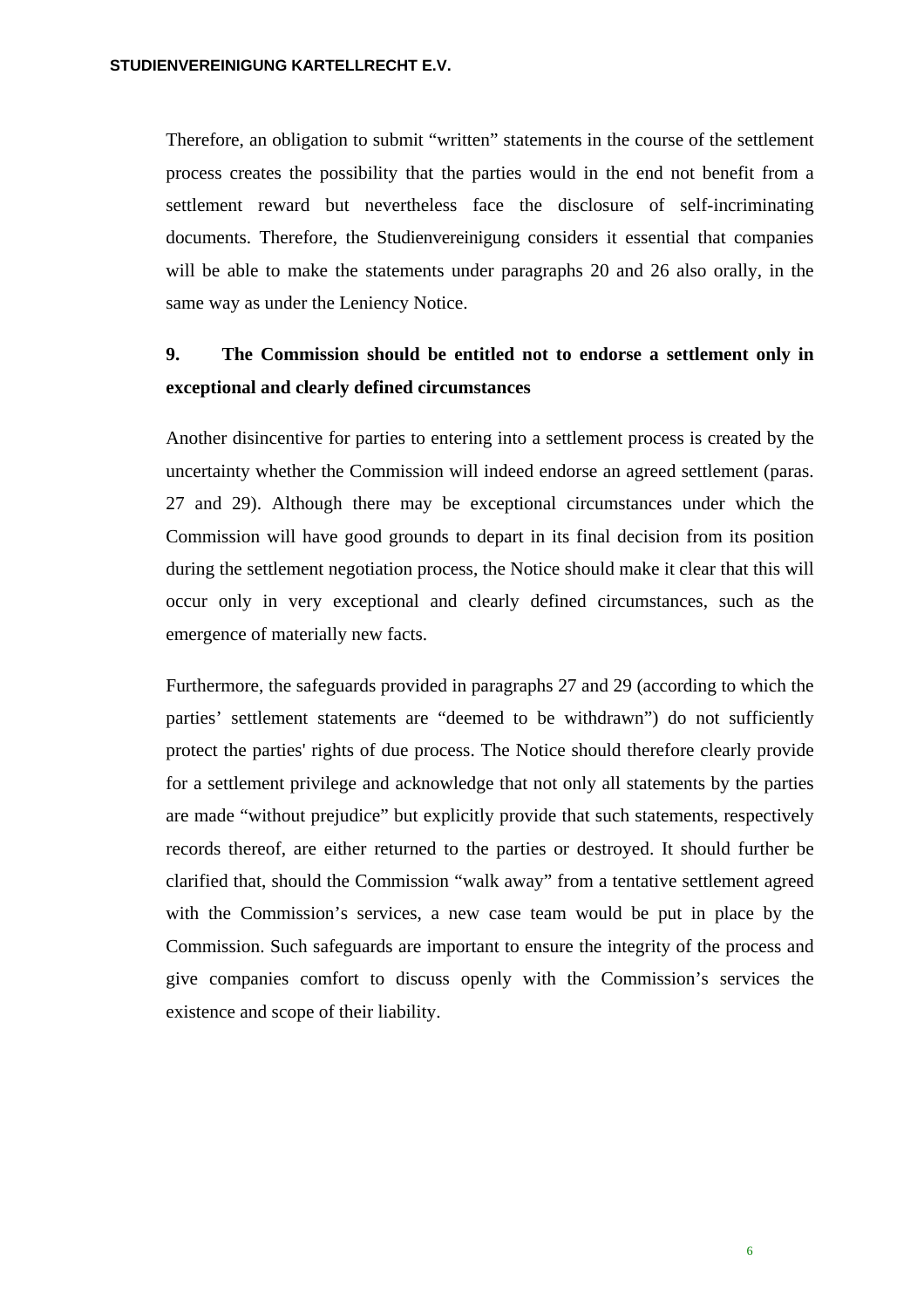Therefore, an obligation to submit "written" statements in the course of the settlement process creates the possibility that the parties would in the end not benefit from a settlement reward but nevertheless face the disclosure of self-incriminating documents. Therefore, the Studienvereinigung considers it essential that companies will be able to make the statements under paragraphs 20 and 26 also orally, in the same way as under the Leniency Notice.

## 9. The Commission should be entitled not to endorse a settlement only in exceptional and clearly defined circumstances

Another disincentive for parties to entering into a settlement process is created by the uncertainty whether the Commission will indeed endorse an agreed settlement (paras. 27 and 29). Although there may be exceptional circumstances under which the Commission will have good grounds to depart in its final decision from its position during the settlement negotiation process, the Notice should make it clear that this will occur only in very exceptional and clearly defined circumstances, such as the emergence of materially new facts.

Furthermore, the safeguards provided in paragraphs 27 and 29 (according to which the parties' settlement statements are "deemed to be withdrawn") do not sufficiently protect the parties' rights of due process. The Notice should therefore clearly provide for a settlement privilege and acknowledge that not only all statements by the parties are made "without prejudice" but explicitly provide that such statements, respectively records thereof, are either returned to the parties or destroyed. It should further be clarified that, should the Commission "walk away" from a tentative settlement agreed with the Commission's services, a new case team would be put in place by the Commission. Such safeguards are important to ensure the integrity of the process and give companies comfort to discuss openly with the Commission's services the existence and scope of their liability.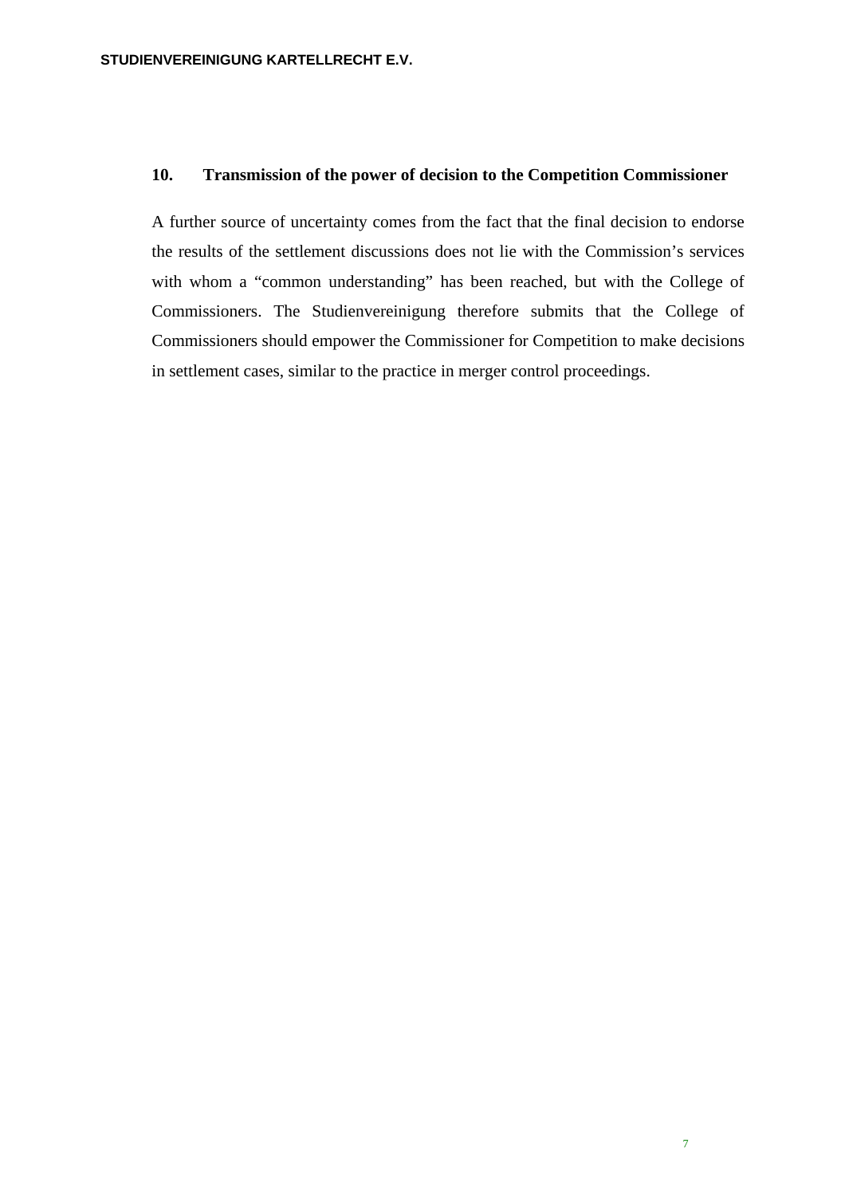## 10. Transmission of the power of decision to the Competition Commissioner

A further source of uncertainty comes from the fact that the final decision to endorse the results of the settlement discussions does not lie with the Commission's services with whom a "common understanding" has been reached, but with the College of Commissioners. The Studienvereinigung therefore submits that the College of Commissioners should empower the Commissioner for Competition to make decisions in settlement cases, similar to the practice in merger control proceedings.